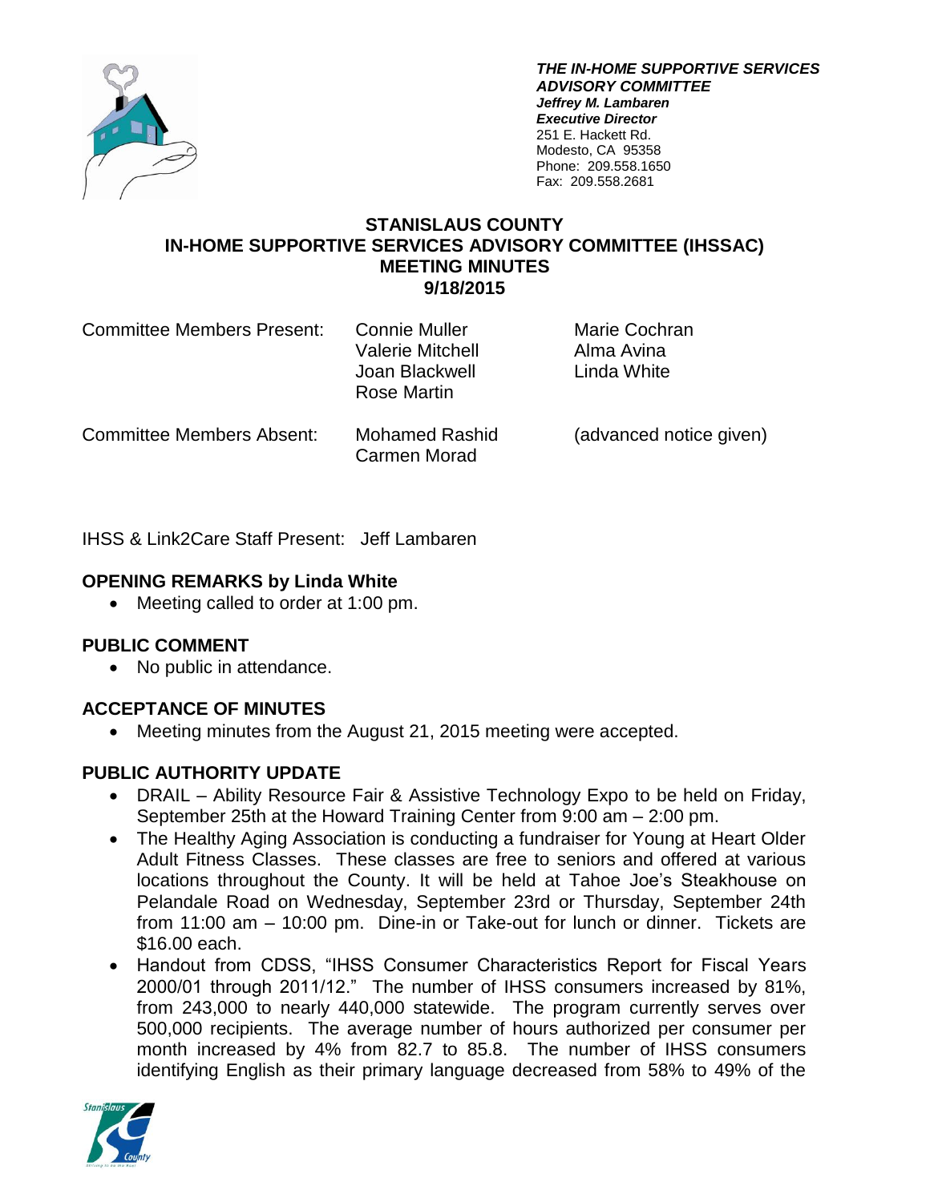***THE IN-HOME SUPPORTIVE SERVICES ADVISORY COMMITTEE***
***Jeffrey M. Lambaren***
***Executive Director***
251 E. Hackett Rd.
Modesto, CA 95358
Phone: 209.558.1650
Fax: 209.558.2681

# STANISLAUS COUNTY
# IN-HOME SUPPORTIVE SERVICES ADVISORY COMMITTEE (IHSSAC)
# MEETING MINUTES
# 9/18/2015

| | | |
|---|---|---|
| Committee Members Present: | Connie Muller<br>Valerie Mitchell<br>Joan Blackwell<br>Rose Martin | Marie Cochran<br>Alma Avina<br>Linda White |
| Committee Members Absent: | Mohamed Rashid<br>Carmen Morad | (advanced notice given) |

IHSS & Link2Care Staff Present: Jeff Lambaren

## OPENING REMARKS by Linda White

- Meeting called to order at 1:00 pm.

## PUBLIC COMMENT

- No public in attendance.

## ACCEPTANCE OF MINUTES

- Meeting minutes from the August 21, 2015 meeting were accepted.

## PUBLIC AUTHORITY UPDATE

- DRAIL – Ability Resource Fair & Assistive Technology Expo to be held on Friday, September 25th at the Howard Training Center from 9:00 am – 2:00 pm.
- The Healthy Aging Association is conducting a fundraiser for Young at Heart Older Adult Fitness Classes. These classes are free to seniors and offered at various locations throughout the County. It will be held at Tahoe Joe's Steakhouse on Pelandale Road on Wednesday, September 23rd or Thursday, September 24th from 11:00 am – 10:00 pm. Dine-in or Take-out for lunch or dinner. Tickets are $16.00 each.
- Handout from CDSS, "IHSS Consumer Characteristics Report for Fiscal Years 2000/01 through 2011/12." The number of IHSS consumers increased by 81%, from 243,000 to nearly 440,000 statewide. The program currently serves over 500,000 recipients. The average number of hours authorized per consumer per month increased by 4% from 82.7 to 85.8. The number of IHSS consumers identifying English as their primary language decreased from 58% to 49% of the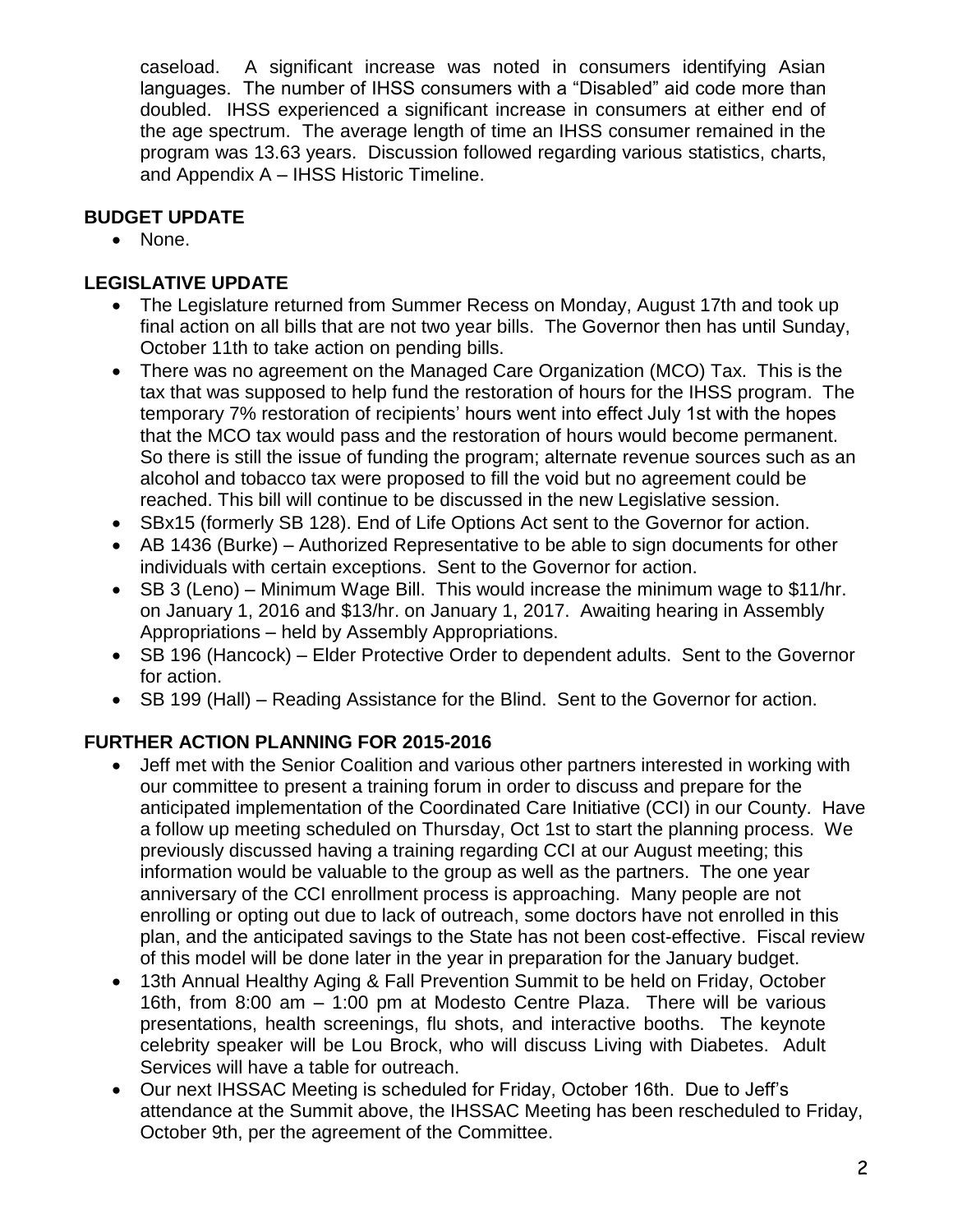caseload. A significant increase was noted in consumers identifying Asian languages. The number of IHSS consumers with a "Disabled" aid code more than doubled. IHSS experienced a significant increase in consumers at either end of the age spectrum. The average length of time an IHSS consumer remained in the program was 13.63 years. Discussion followed regarding various statistics, charts, and Appendix A – IHSS Historic Timeline.

**BUDGET UPDATE**

- None.

**LEGISLATIVE UPDATE**

- The Legislature returned from Summer Recess on Monday, August 17th and took up final action on all bills that are not two year bills. The Governor then has until Sunday, October 11th to take action on pending bills.
- There was no agreement on the Managed Care Organization (MCO) Tax. This is the tax that was supposed to help fund the restoration of hours for the IHSS program. The temporary 7% restoration of recipients' hours went into effect July 1st with the hopes that the MCO tax would pass and the restoration of hours would become permanent. So there is still the issue of funding the program; alternate revenue sources such as an alcohol and tobacco tax were proposed to fill the void but no agreement could be reached. This bill will continue to be discussed in the new Legislative session.
- SBx15 (formerly SB 128). End of Life Options Act sent to the Governor for action.
- AB 1436 (Burke) – Authorized Representative to be able to sign documents for other individuals with certain exceptions. Sent to the Governor for action.
- SB 3 (Leno) – Minimum Wage Bill. This would increase the minimum wage to $11/hr. on January 1, 2016 and $13/hr. on January 1, 2017. Awaiting hearing in Assembly Appropriations – held by Assembly Appropriations.
- SB 196 (Hancock) – Elder Protective Order to dependent adults. Sent to the Governor for action.
- SB 199 (Hall) – Reading Assistance for the Blind. Sent to the Governor for action.

**FURTHER ACTION PLANNING FOR 2015-2016**

- Jeff met with the Senior Coalition and various other partners interested in working with our committee to present a training forum in order to discuss and prepare for the anticipated implementation of the Coordinated Care Initiative (CCI) in our County. Have a follow up meeting scheduled on Thursday, Oct 1st to start the planning process. We previously discussed having a training regarding CCI at our August meeting; this information would be valuable to the group as well as the partners. The one year anniversary of the CCI enrollment process is approaching. Many people are not enrolling or opting out due to lack of outreach, some doctors have not enrolled in this plan, and the anticipated savings to the State has not been cost-effective. Fiscal review of this model will be done later in the year in preparation for the January budget.
- 13th Annual Healthy Aging & Fall Prevention Summit to be held on Friday, October 16th, from 8:00 am – 1:00 pm at Modesto Centre Plaza. There will be various presentations, health screenings, flu shots, and interactive booths. The keynote celebrity speaker will be Lou Brock, who will discuss Living with Diabetes. Adult Services will have a table for outreach.
- Our next IHSSAC Meeting is scheduled for Friday, October 16th. Due to Jeff's attendance at the Summit above, the IHSSAC Meeting has been rescheduled to Friday, October 9th, per the agreement of the Committee.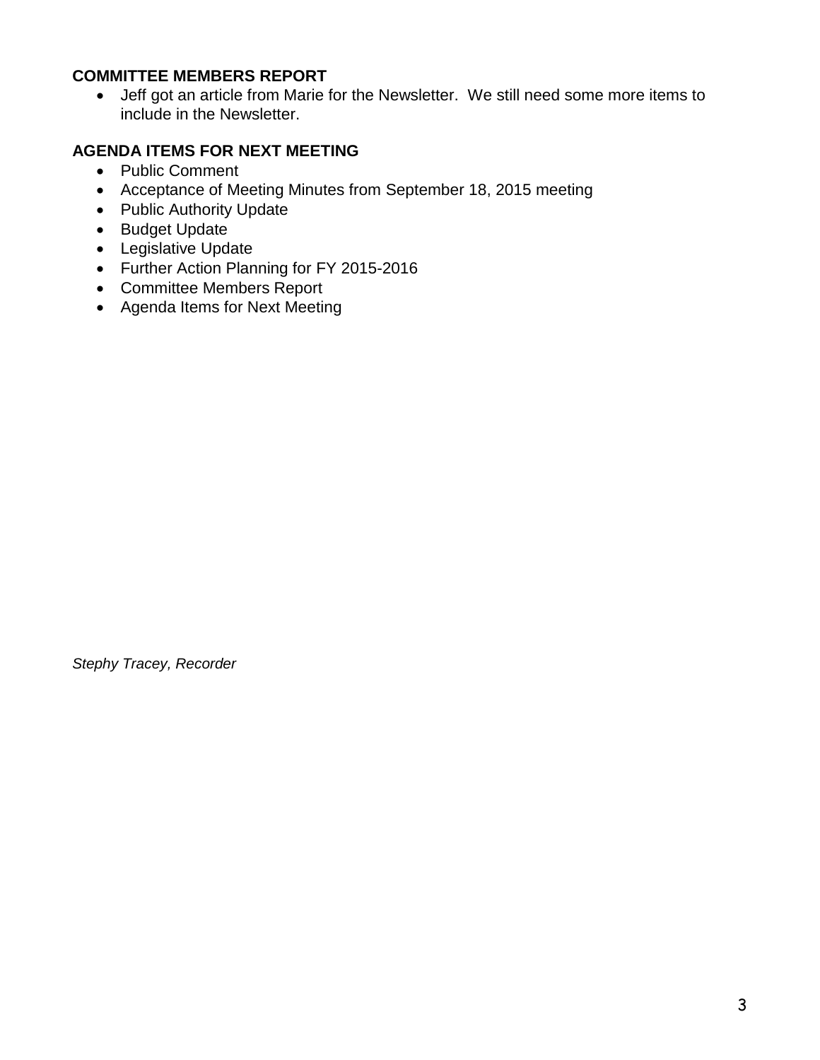## COMMITTEE MEMBERS REPORT

- Jeff got an article from Marie for the Newsletter.  We still need some more items to include in the Newsletter.

## AGENDA ITEMS FOR NEXT MEETING

- Public Comment
- Acceptance of Meeting Minutes from September 18, 2015 meeting
- Public Authority Update
- Budget Update
- Legislative Update
- Further Action Planning for FY 2015-2016
- Committee Members Report
- Agenda Items for Next Meeting

*Stephy Tracey, Recorder*